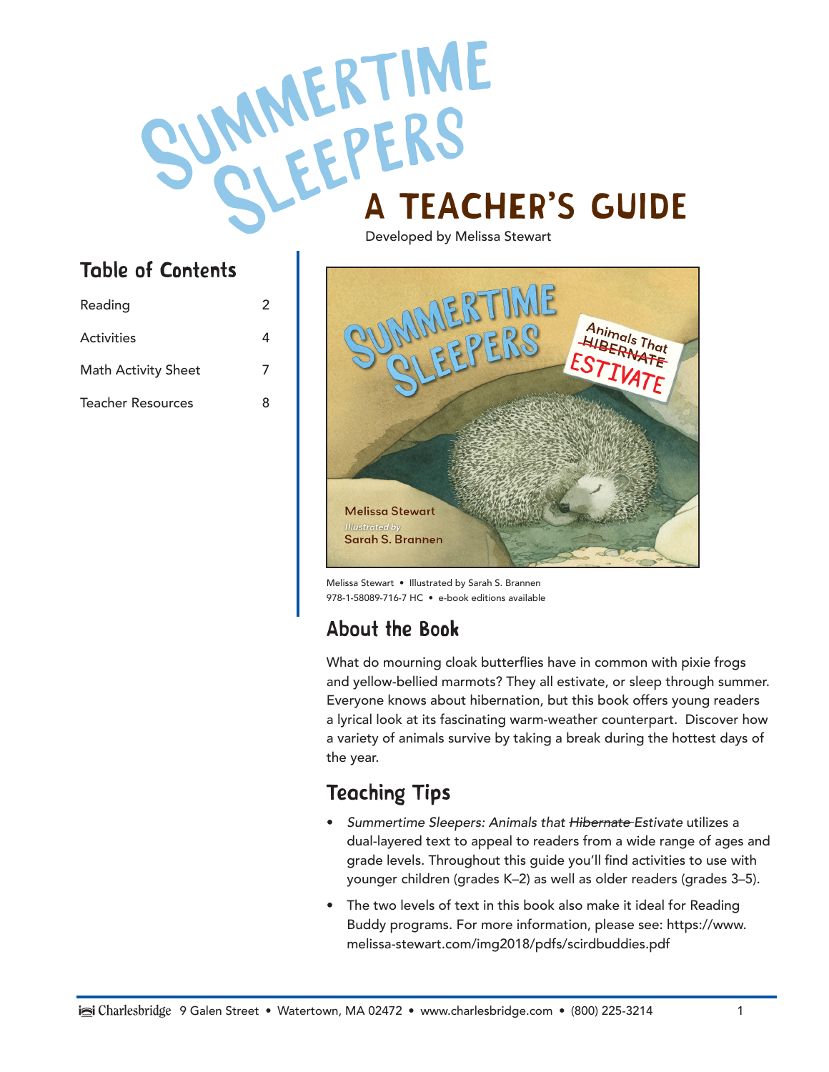# Summertime Sleepers

## A Teacher's Guide

Developed by Melissa Stewart

## Table of Contents

| | |
|---|---|
| Reading | 2 |
| Activities | 4 |
| Math Activity Sheet | 7 |
| Teacher Resources | 8 |

Melissa Stewart • Illustrated by Sarah S. Brannen
978-1-58089-716-7 HC • e-book editions available

## About the Book

What do mourning cloak butterflies have in common with pixie frogs and yellow-bellied marmots? They all estivate, or sleep through summer. Everyone knows about hibernation, but this book offers young readers a lyrical look at its fascinating warm-weather counterpart. Discover how a variety of animals survive by taking a break during the hottest days of the year.

## Teaching Tips

- *Summertime Sleepers: Animals that ~~Hibernate~~ Estivate* utilizes a dual-layered text to appeal to readers from a wide range of ages and grade levels. Throughout this guide you'll find activities to use with younger children (grades K–2) as well as older readers (grades 3–5).
- The two levels of text in this book also make it ideal for Reading Buddy programs. For more information, please see: https://www.melissa-stewart.com/img2018/pdfs/scirdbuddies.pdf

Charlesbridge 9 Galen Street • Watertown, MA 02472 • www.charlesbridge.com • (800) 225-3214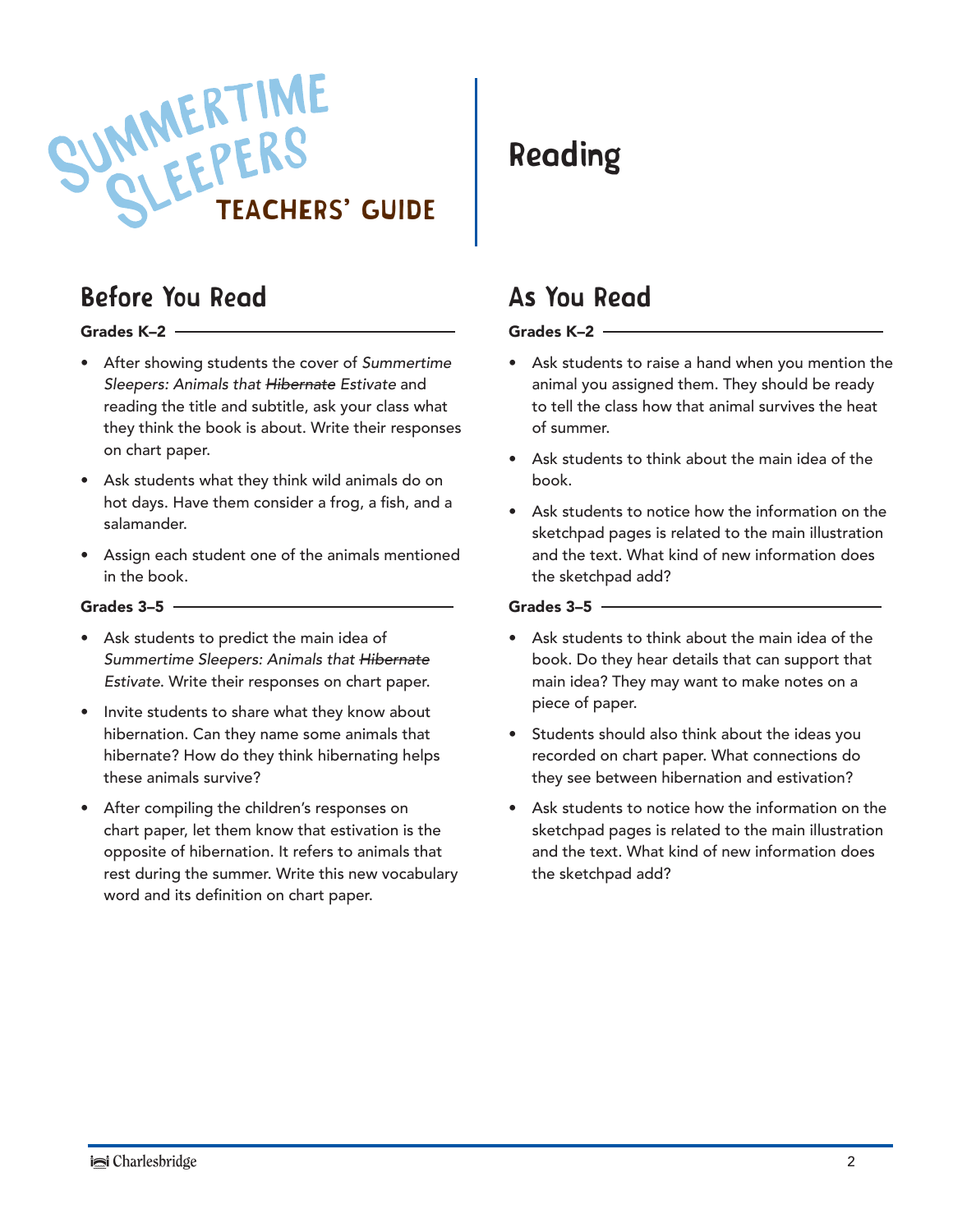# Summertime Sleepers Teachers' Guide

# Reading

## Before You Read

### Grades K–2

- After showing students the cover of *Summertime Sleepers: Animals that ~~Hibernate~~ Estivate* and reading the title and subtitle, ask your class what they think the book is about. Write their responses on chart paper.
- Ask students what they think wild animals do on hot days. Have them consider a frog, a fish, and a salamander.
- Assign each student one of the animals mentioned in the book.

### Grades 3–5

- Ask students to predict the main idea of *Summertime Sleepers: Animals that ~~Hibernate~~ Estivate*. Write their responses on chart paper.
- Invite students to share what they know about hibernation. Can they name some animals that hibernate? How do they think hibernating helps these animals survive?
- After compiling the children's responses on chart paper, let them know that estivation is the opposite of hibernation. It refers to animals that rest during the summer. Write this new vocabulary word and its definition on chart paper.

## As You Read

### Grades K–2

- Ask students to raise a hand when you mention the animal you assigned them. They should be ready to tell the class how that animal survives the heat of summer.
- Ask students to think about the main idea of the book.
- Ask students to notice how the information on the sketchpad pages is related to the main illustration and the text. What kind of new information does the sketchpad add?

### Grades 3–5

- Ask students to think about the main idea of the book. Do they hear details that can support that main idea? They may want to make notes on a piece of paper.
- Students should also think about the ideas you recorded on chart paper. What connections do they see between hibernation and estivation?
- Ask students to notice how the information on the sketchpad pages is related to the main illustration and the text. What kind of new information does the sketchpad add?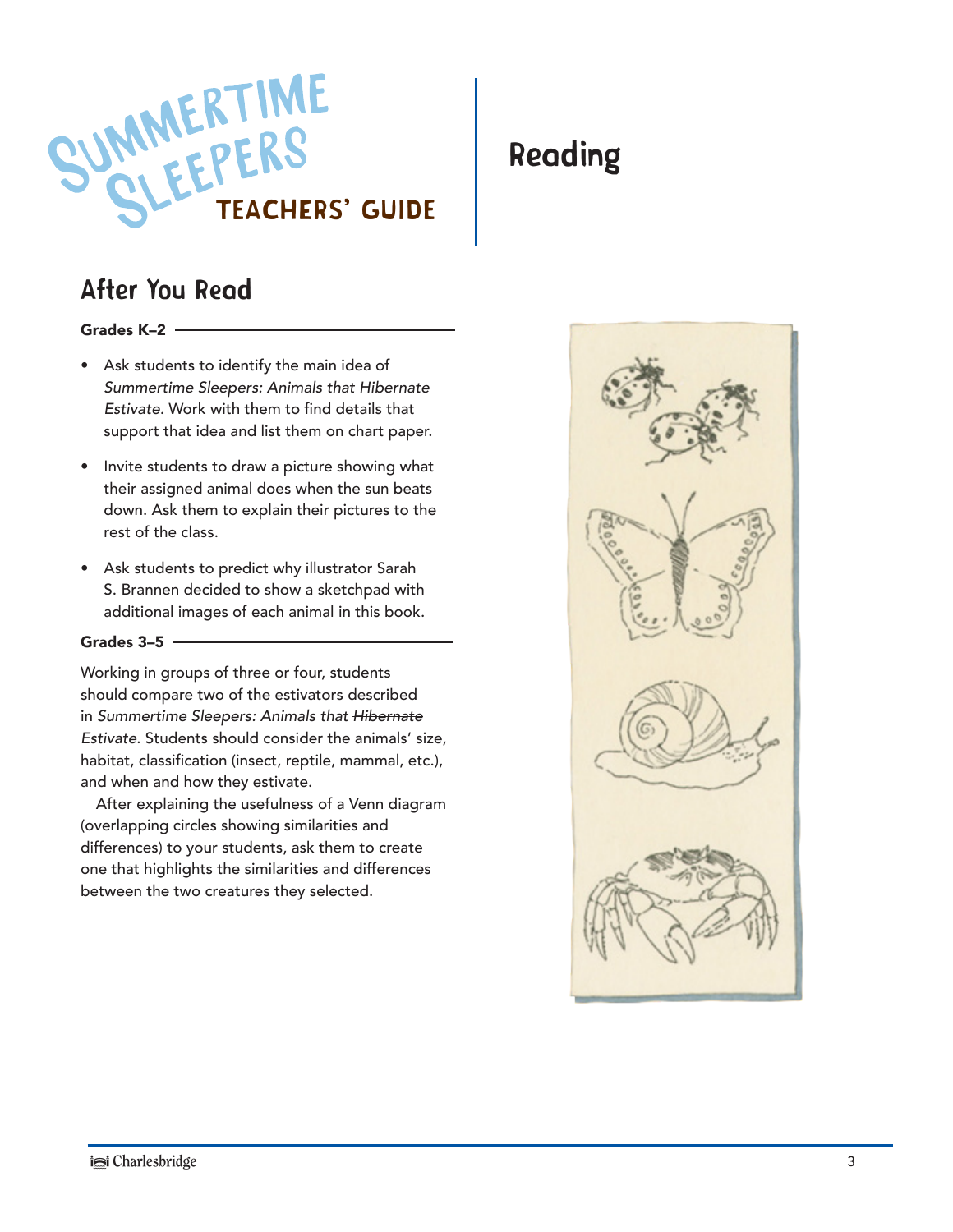# Summertime Sleepers Teachers' Guide

# Reading

## After You Read

### Grades K–2

- Ask students to identify the main idea of *Summertime Sleepers: Animals that ~~Hibernate~~ Estivate*. Work with them to find details that support that idea and list them on chart paper.
- Invite students to draw a picture showing what their assigned animal does when the sun beats down. Ask them to explain their pictures to the rest of the class.
- Ask students to predict why illustrator Sarah S. Brannen decided to show a sketchpad with additional images of each animal in this book.

### Grades 3–5

Working in groups of three or four, students should compare two of the estivators described in *Summertime Sleepers: Animals that ~~Hibernate~~ Estivate*. Students should consider the animals' size, habitat, classification (insect, reptile, mammal, etc.), and when and how they estivate.

After explaining the usefulness of a Venn diagram (overlapping circles showing similarities and differences) to your students, ask them to create one that highlights the similarities and differences between the two creatures they selected.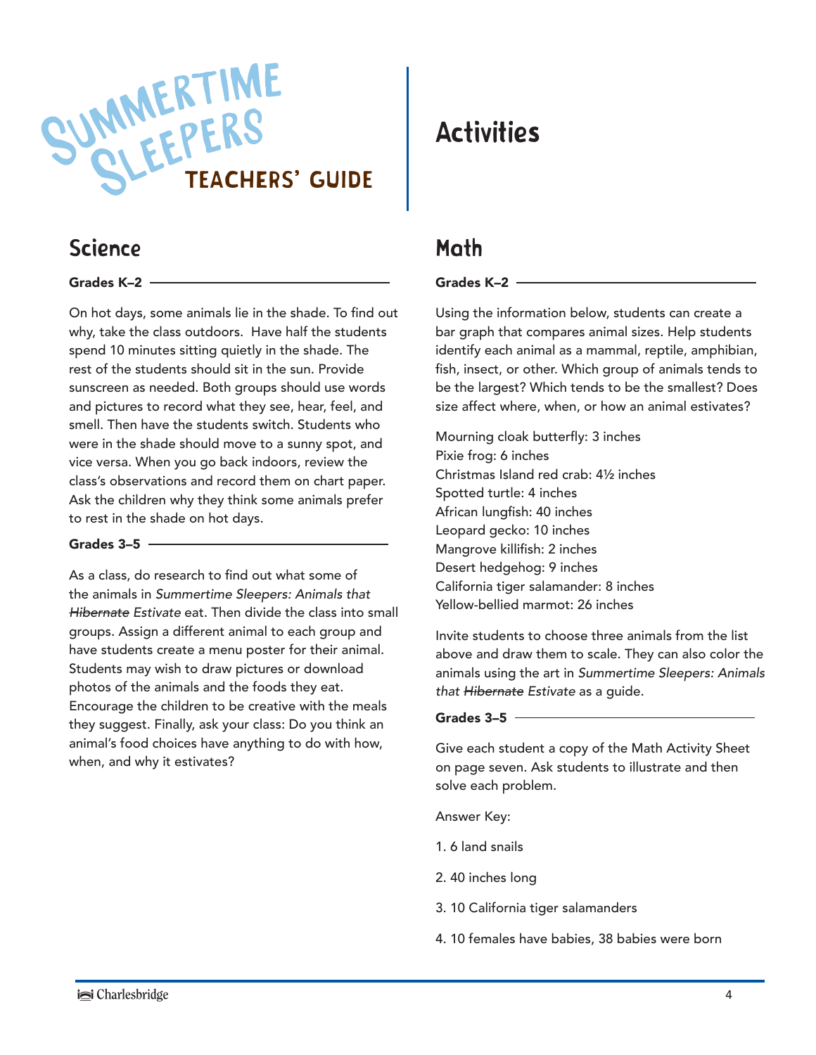# Summertime Sleepers Teachers' Guide

# Activities

## Science

### Grades K–2

On hot days, some animals lie in the shade. To find out why, take the class outdoors. Have half the students spend 10 minutes sitting quietly in the shade. The rest of the students should sit in the sun. Provide sunscreen as needed. Both groups should use words and pictures to record what they see, hear, feel, and smell. Then have the students switch. Students who were in the shade should move to a sunny spot, and vice versa. When you go back indoors, review the class's observations and record them on chart paper. Ask the children why they think some animals prefer to rest in the shade on hot days.

### Grades 3–5

As a class, do research to find out what some of the animals in *Summertime Sleepers: Animals that ~~Hibernate~~ Estivate* eat. Then divide the class into small groups. Assign a different animal to each group and have students create a menu poster for their animal. Students may wish to draw pictures or download photos of the animals and the foods they eat. Encourage the children to be creative with the meals they suggest. Finally, ask your class: Do you think an animal's food choices have anything to do with how, when, and why it estivates?

## Math

### Grades K–2

Using the information below, students can create a bar graph that compares animal sizes. Help students identify each animal as a mammal, reptile, amphibian, fish, insect, or other. Which group of animals tends to be the largest? Which tends to be the smallest? Does size affect where, when, or how an animal estivates?

Mourning cloak butterfly: 3 inches
Pixie frog: 6 inches
Christmas Island red crab: 4½ inches
Spotted turtle: 4 inches
African lungfish: 40 inches
Leopard gecko: 10 inches
Mangrove killifish: 2 inches
Desert hedgehog: 9 inches
California tiger salamander: 8 inches
Yellow-bellied marmot: 26 inches

Invite students to choose three animals from the list above and draw them to scale. They can also color the animals using the art in *Summertime Sleepers: Animals that ~~Hibernate~~ Estivate* as a guide.

### Grades 3–5

Give each student a copy of the Math Activity Sheet on page seven. Ask students to illustrate and then solve each problem.

Answer Key:

1. 6 land snails
2. 40 inches long
3. 10 California tiger salamanders
4. 10 females have babies, 38 babies were born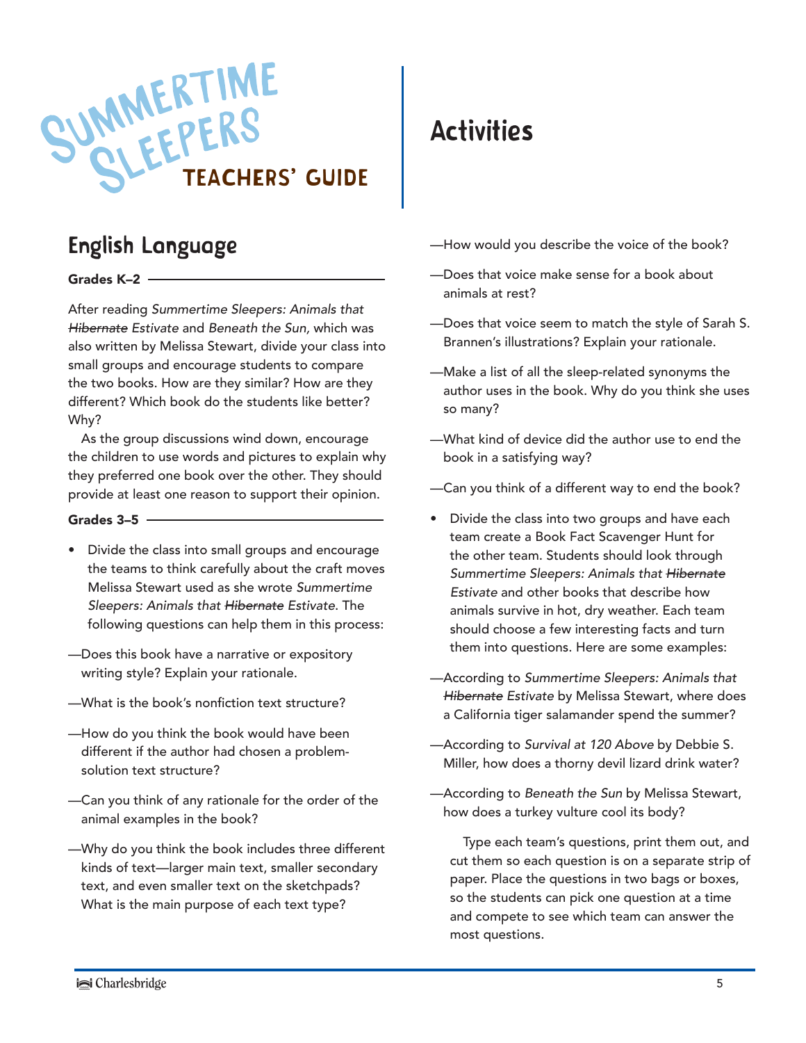# Summertime Sleepers Teachers' Guide

# Activities

## English Language

**Grades K–2**

After reading *Summertime Sleepers: Animals that ~~Hibernate~~ Estivate* and *Beneath the Sun,* which was also written by Melissa Stewart, divide your class into small groups and encourage students to compare the two books. How are they similar? How are they different? Which book do the students like better? Why?

As the group discussions wind down, encourage the children to use words and pictures to explain why they preferred one book over the other. They should provide at least one reason to support their opinion.

**Grades 3–5**

- Divide the class into small groups and encourage the teams to think carefully about the craft moves Melissa Stewart used as she wrote *Summertime Sleepers: Animals that ~~Hibernate~~ Estivate*. The following questions can help them in this process:

—Does this book have a narrative or expository writing style? Explain your rationale.

—What is the book's nonfiction text structure?

—How do you think the book would have been different if the author had chosen a problem-solution text structure?

—Can you think of any rationale for the order of the animal examples in the book?

—Why do you think the book includes three different kinds of text—larger main text, smaller secondary text, and even smaller text on the sketchpads? What is the main purpose of each text type?

—How would you describe the voice of the book?

—Does that voice make sense for a book about animals at rest?

—Does that voice seem to match the style of Sarah S. Brannen's illustrations? Explain your rationale.

—Make a list of all the sleep-related synonyms the author uses in the book. Why do you think she uses so many?

—What kind of device did the author use to end the book in a satisfying way?

—Can you think of a different way to end the book?

- Divide the class into two groups and have each team create a Book Fact Scavenger Hunt for the other team. Students should look through *Summertime Sleepers: Animals that ~~Hibernate~~ Estivate* and other books that describe how animals survive in hot, dry weather. Each team should choose a few interesting facts and turn them into questions. Here are some examples:

—According to *Summertime Sleepers: Animals that ~~Hibernate~~ Estivate* by Melissa Stewart, where does a California tiger salamander spend the summer?

—According to *Survival at 120 Above* by Debbie S. Miller, how does a thorny devil lizard drink water?

—According to *Beneath the Sun* by Melissa Stewart, how does a turkey vulture cool its body?

Type each team's questions, print them out, and cut them so each question is on a separate strip of paper. Place the questions in two bags or boxes, so the students can pick one question at a time and compete to see which team can answer the most questions.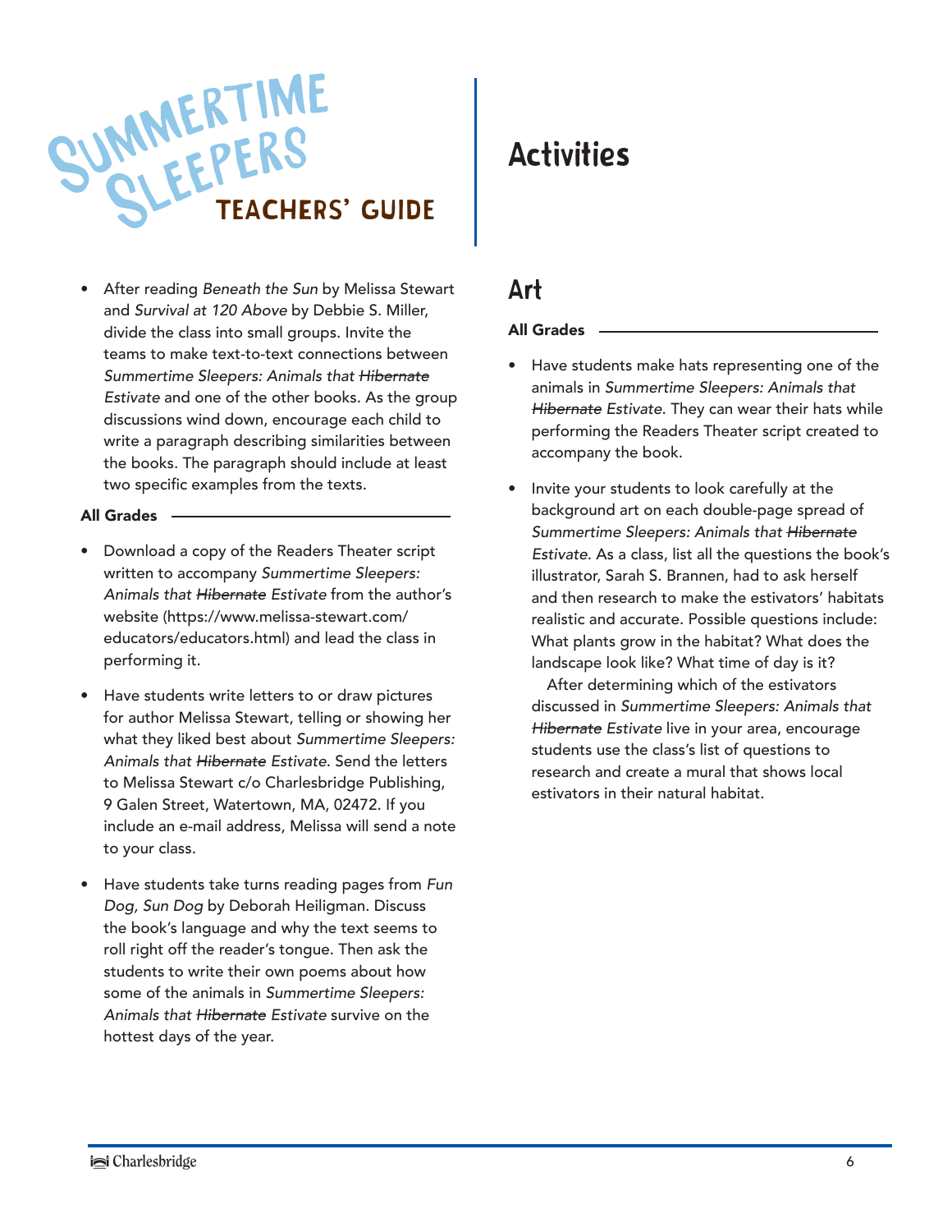- After reading *Beneath the Sun* by Melissa Stewart and *Survival at 120 Above* by Debbie S. Miller, divide the class into small groups. Invite the teams to make text-to-text connections between *Summertime Sleepers: Animals that ~~Hibernate~~ Estivate* and one of the other books. As the group discussions wind down, encourage each child to write a paragraph describing similarities between the books. The paragraph should include at least two specific examples from the texts.

**All Grades**

- Download a copy of the Readers Theater script written to accompany *Summertime Sleepers: Animals that ~~Hibernate~~ Estivate* from the author's website (https://www.melissa-stewart.com/educators/educators.html) and lead the class in performing it.

- Have students write letters to or draw pictures for author Melissa Stewart, telling or showing her what they liked best about *Summertime Sleepers: Animals that ~~Hibernate~~ Estivate*. Send the letters to Melissa Stewart c/o Charlesbridge Publishing, 9 Galen Street, Watertown, MA, 02472. If you include an e-mail address, Melissa will send a note to your class.

- Have students take turns reading pages from *Fun Dog, Sun Dog* by Deborah Heiligman. Discuss the book's language and why the text seems to roll right off the reader's tongue. Then ask the students to write their own poems about how some of the animals in *Summertime Sleepers: Animals that ~~Hibernate~~ Estivate* survive on the hottest days of the year.

## Art

**All Grades**

- Have students make hats representing one of the animals in *Summertime Sleepers: Animals that ~~Hibernate~~ Estivate*. They can wear their hats while performing the Readers Theater script created to accompany the book.

- Invite your students to look carefully at the background art on each double-page spread of *Summertime Sleepers: Animals that ~~Hibernate~~ Estivate*. As a class, list all the questions the book's illustrator, Sarah S. Brannen, had to ask herself and then research to make the estivators' habitats realistic and accurate. Possible questions include: What plants grow in the habitat? What does the landscape look like? What time of day is it?

  After determining which of the estivators discussed in *Summertime Sleepers: Animals that ~~Hibernate~~ Estivate* live in your area, encourage students use the class's list of questions to research and create a mural that shows local estivators in their natural habitat.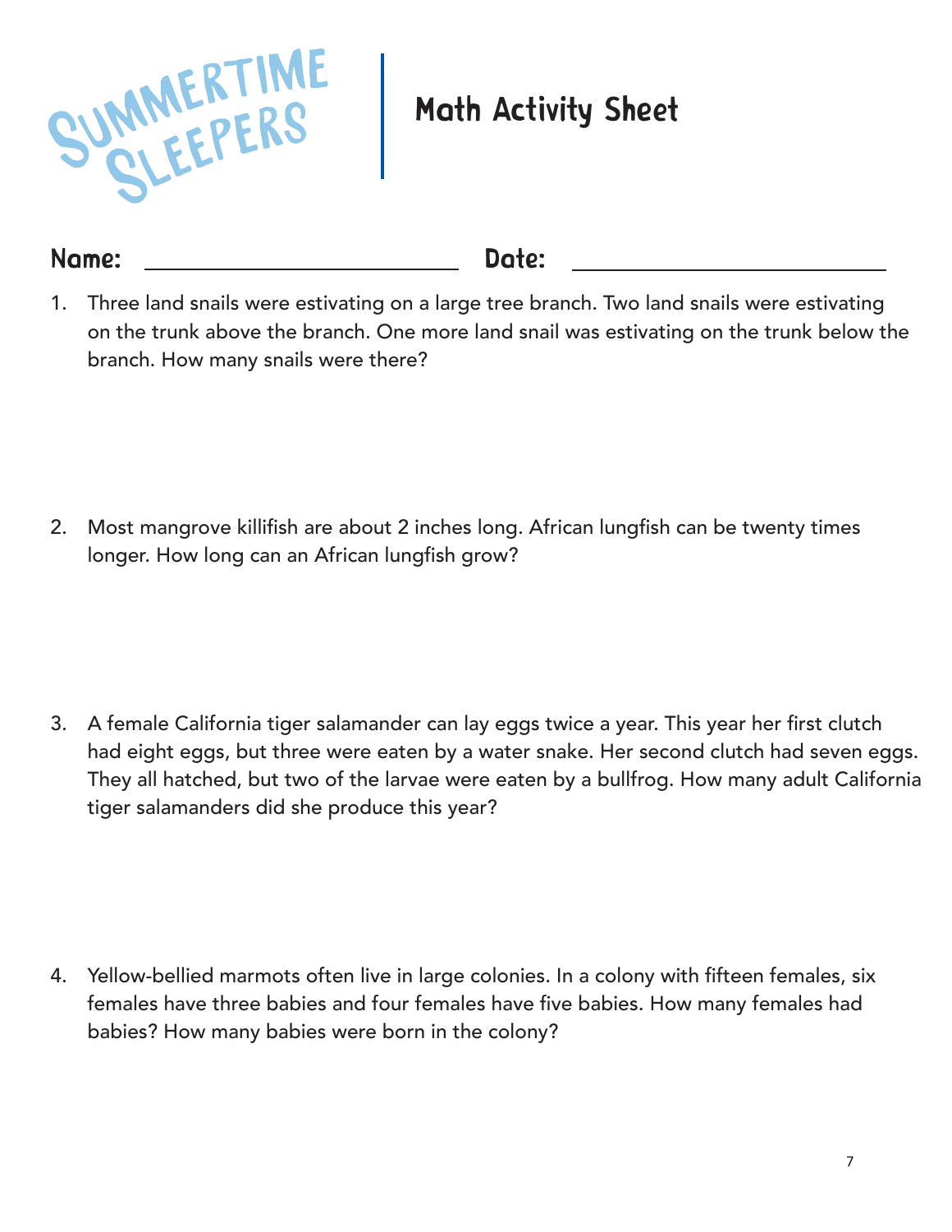# SUMMERTIME SLEEPERS

## Math Activity Sheet

**Name:** ______________________________ **Date:** ______________________________

1. Three land snails were estivating on a large tree branch. Two land snails were estivating on the trunk above the branch. One more land snail was estivating on the trunk below the branch. How many snails were there?

2. Most mangrove killifish are about 2 inches long. African lungfish can be twenty times longer. How long can an African lungfish grow?

3. A female California tiger salamander can lay eggs twice a year. This year her first clutch had eight eggs, but three were eaten by a water snake. Her second clutch had seven eggs. They all hatched, but two of the larvae were eaten by a bullfrog. How many adult California tiger salamanders did she produce this year?

4. Yellow-bellied marmots often live in large colonies. In a colony with fifteen females, six females have three babies and four females have five babies. How many females had babies? How many babies were born in the colony?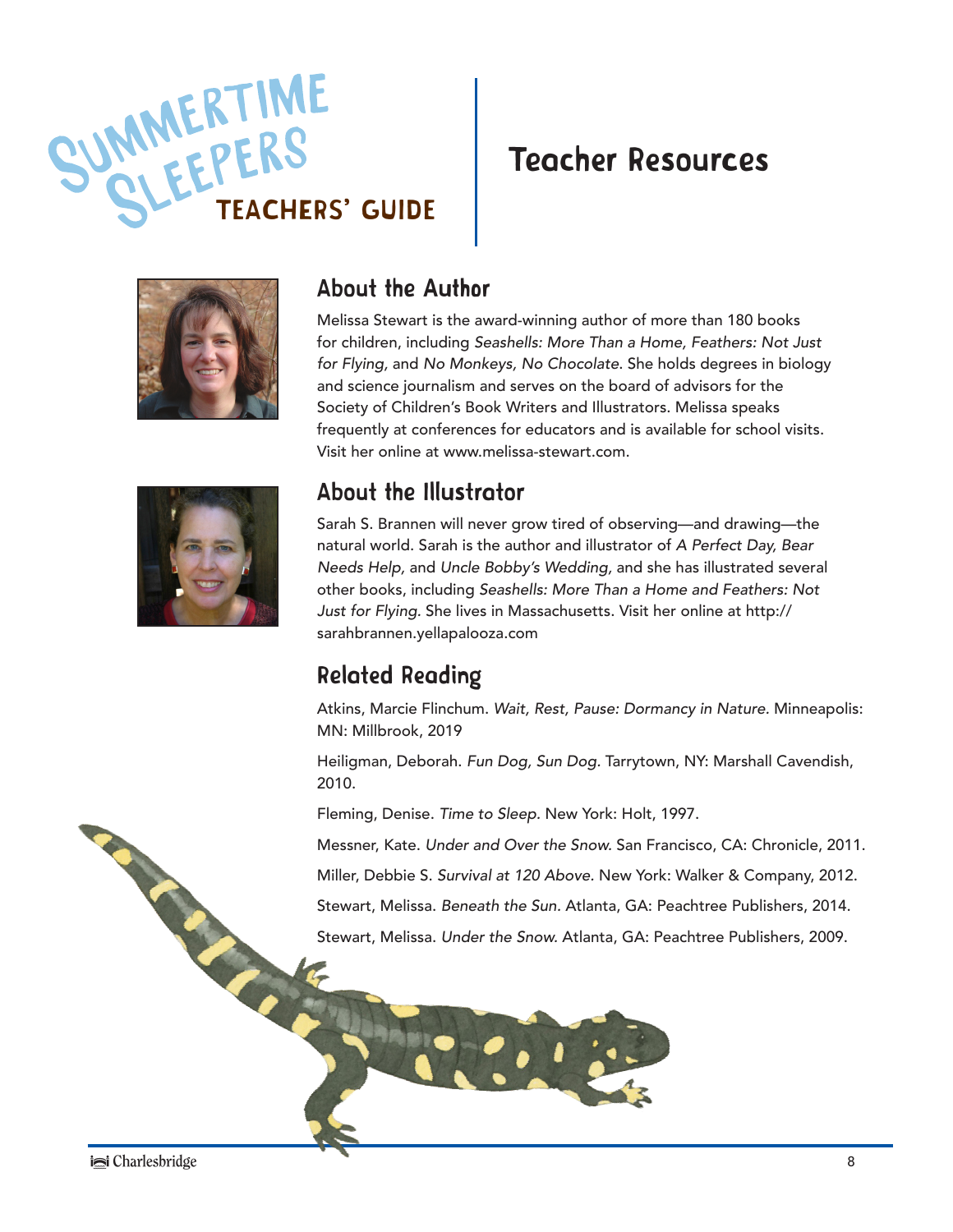SUMMERTIME SLEEPERS

TEACHERS' GUIDE

# Teacher Resources

## About the Author

Melissa Stewart is the award-winning author of more than 180 books for children, including *Seashells: More Than a Home, Feathers: Not Just for Flying,* and *No Monkeys, No Chocolate*. She holds degrees in biology and science journalism and serves on the board of advisors for the Society of Children's Book Writers and Illustrators. Melissa speaks frequently at conferences for educators and is available for school visits. Visit her online at www.melissa-stewart.com.

## About the Illustrator

Sarah S. Brannen will never grow tired of observing—and drawing—the natural world. Sarah is the author and illustrator of *A Perfect Day, Bear Needs Help,* and *Uncle Bobby's Wedding,* and she has illustrated several other books, including *Seashells: More Than a Home and Feathers: Not Just for Flying*. She lives in Massachusetts. Visit her online at http://sarahbrannen.yellapalooza.com

## Related Reading

Atkins, Marcie Flinchum. *Wait, Rest, Pause: Dormancy in Nature*. Minneapolis: MN: Millbrook, 2019

Heiligman, Deborah. *Fun Dog, Sun Dog*. Tarrytown, NY: Marshall Cavendish, 2010.

Fleming, Denise. *Time to Sleep*. New York: Holt, 1997.

Messner, Kate. *Under and Over the Snow.* San Francisco, CA: Chronicle, 2011.

Miller, Debbie S. *Survival at 120 Above*. New York: Walker & Company, 2012.

Stewart, Melissa. *Beneath the Sun*. Atlanta, GA: Peachtree Publishers, 2014.

Stewart, Melissa. *Under the Snow.* Atlanta, GA: Peachtree Publishers, 2009.